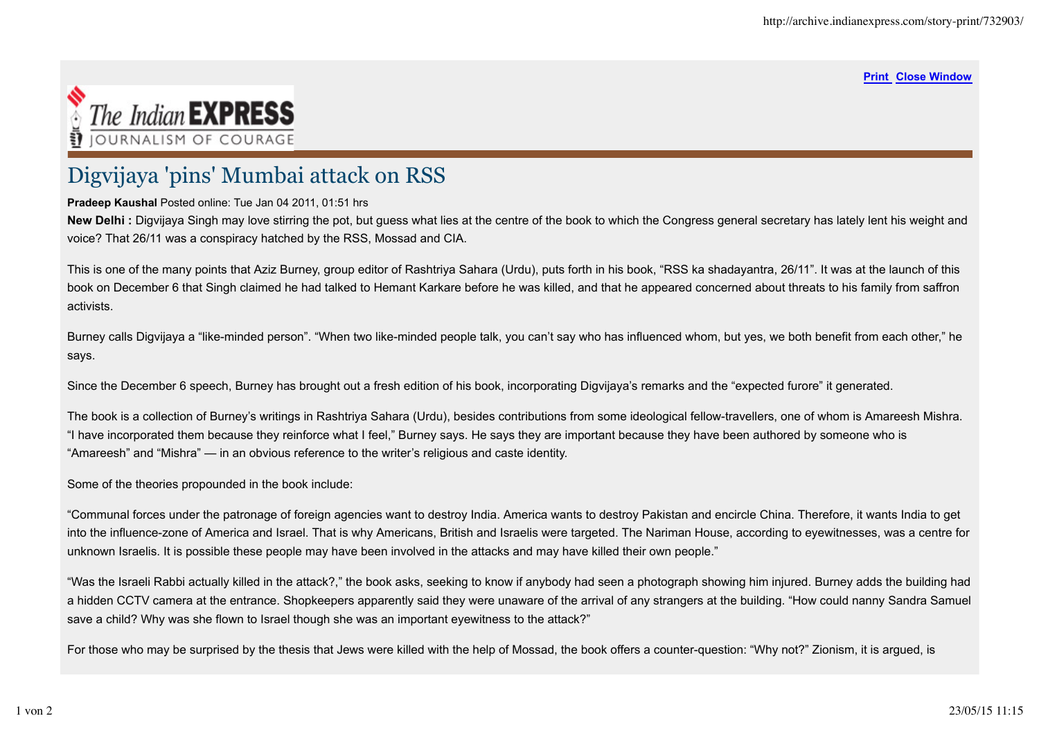# Digvijaya 'pins' Mumbai attack on RSS

**Pradeep Kaushal** Posted online: Tue Jan 04 2011, 01:51 hrs

**New Delhi :** Digvijaya Singh may love stirring the pot, but guess what lies at the centre of the book to which the Congress general secretary has lately lent his weight and voice? That 26/11 was a conspiracy hatched by the RSS, Mossad and CIA.

This is one of the many points that Aziz Burney, group editor of Rashtriya Sahara (Urdu), puts forth in his book, "RSS ka shadayantra, 26/11". It was at the launch of this book on December 6 that Singh claimed he had talked to Hemant Karkare before he was killed, and that he appeared concerned about threats to his family from saffron activists.

Burney calls Digvijaya a "like-minded person". "When two like-minded people talk, you can't say who has influenced whom, but yes, we both benefit from each other," he says.

Since the December 6 speech, Burney has brought out a fresh edition of his book, incorporating Digvijaya's remarks and the "expected furore" it generated.

The book is a collection of Burney's writings in Rashtriya Sahara (Urdu), besides contributions from some ideological fellow-travellers, one of whom is Amareesh Mishra. "I have incorporated them because they reinforce what I feel," Burney says. He says they are important because they have been authored by someone who is "Amareesh" and "Mishra" — in an obvious reference to the writer's religious and caste identity.

Some of the theories propounded in the book include:

"Communal forces under the patronage of foreign agencies want to destroy India. America wants to destroy Pakistan and encircle China. Therefore, it wants India to get into the influence-zone of America and Israel. That is why Americans, British and Israelis were targeted. The Nariman House, according to eyewitnesses, was a centre for unknown Israelis. It is possible these people may have been involved in the attacks and may have killed their own people."

"Was the Israeli Rabbi actually killed in the attack?," the book asks, seeking to know if anybody had seen a photograph showing him injured. Burney adds the building had a hidden CCTV camera at the entrance. Shopkeepers apparently said they were unaware of the arrival of any strangers at the building. "How could nanny Sandra Samuel save a child? Why was she flown to Israel though she was an important eyewitness to the attack?"

For those who may be surprised by the thesis that Jews were killed with the help of Mossad, the book offers a counter-question: "Why not?" Zionism, it is argued, is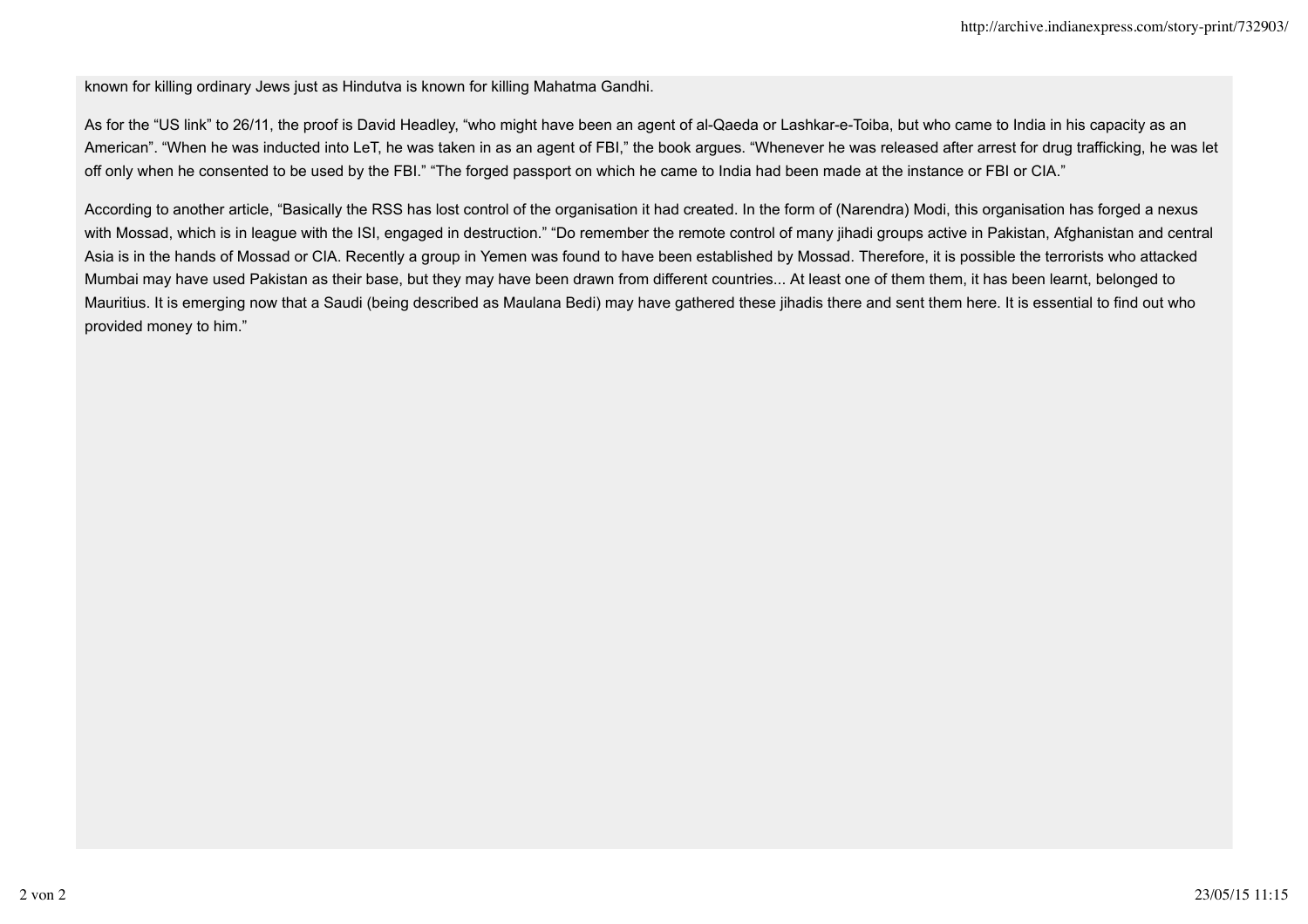known for killing ordinary Jews just as Hindutva is known for killing Mahatma Gandhi.

As for the "US link" to 26/11, the proof is David Headley, "who might have been an agent of al-Qaeda or Lashkar-e-Toiba, but who came to India in his capacity as an American". "When he was inducted into LeT, he was taken in as an agent of FBI," the book argues. "Whenever he was released after arrest for drug trafficking, he was let off only when he consented to be used by the FBI." "The forged passport on which he came to India had been made at the instance or FBI or CIA."

According to another article, "Basically the RSS has lost control of the organisation it had created. In the form of (Narendra) Modi, this organisation has forged a nexus with Mossad, which is in league with the ISI, engaged in destruction." "Do remember the remote control of many jihadi groups active in Pakistan, Afghanistan and central Asia is in the hands of Mossad or CIA. Recently a group in Yemen was found to have been established by Mossad. Therefore, it is possible the terrorists who attacked Mumbai may have used Pakistan as their base, but they may have been drawn from different countries... At least one of them them, it has been learnt, belonged to Mauritius. It is emerging now that a Saudi (being described as Maulana Bedi) may have gathered these jihadis there and sent them here. It is essential to find out who provided money to him."